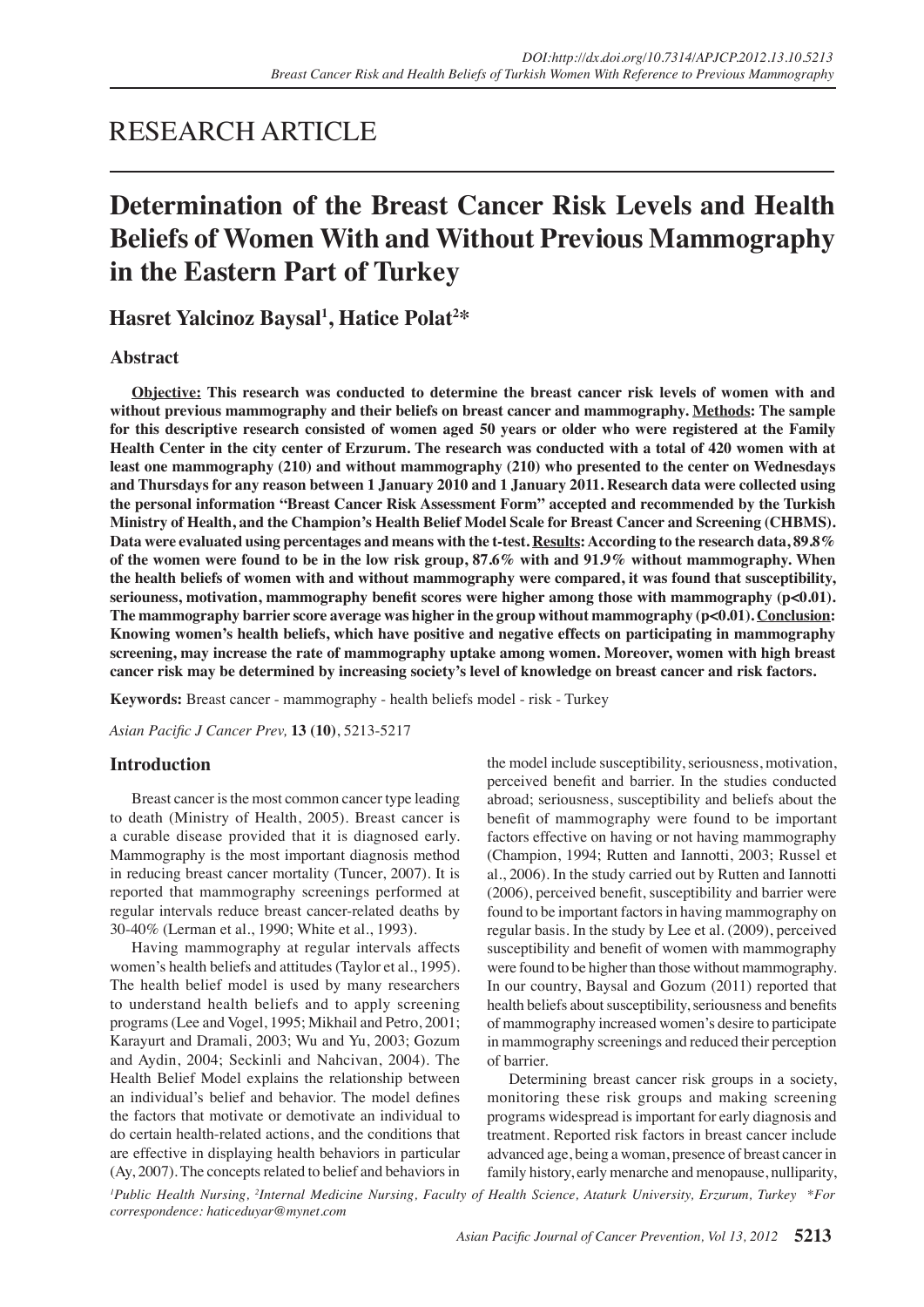RESEARCH ARTICLE

# Determination of the Breast Cancer Risk Levels and Health Beliefs of Women With and Without Previous Mammography in the Eastern Part of Turkey

**Hasret Yalcinoz Baysal[1], Hatice Polat[2]***

## Abstract

**Objective: This research was conducted to determine the breast cancer risk levels of women with and without previous mammography and their beliefs on breast cancer and mammography. Methods: The sample for this descriptive research consisted of women aged 50 years or older who were registered at the Family Health Center in the city center of Erzurum. The research was conducted with a total of 420 women with at least one mammography (210) and without mammography (210) who presented to the center on Wednesdays and Thursdays for any reason between 1 January 2010 and 1 January 2011. Research data were collected using the personal information "Breast Cancer Risk Assessment Form" accepted and recommended by the Turkish Ministry of Health, and the Champion's Health Belief Model Scale for Breast Cancer and Screening (CHBMS). Data were evaluated using percentages and means with the t-test. Results: According to the research data, 89.8% of the women were found to be in the low risk group, 87.6% with and 91.9% without mammography. When the health beliefs of women with and without mammography were compared, it was found that susceptibility, seriouness, motivation, mammography benefit scores were higher among those with mammography ($p<0.01$). The mammography barrier score average was higher in the group without mammography ($p<0.01$). Conclusion: Knowing women's health beliefs, which have positive and negative effects on participating in mammography screening, may increase the rate of mammography uptake among women. Moreover, women with high breast cancer risk may be determined by increasing society's level of knowledge on breast cancer and risk factors.**

**Keywords:** Breast cancer - mammography - health beliefs model - risk - Turkey

## Introduction

Breast cancer is the most common cancer type leading to death (Ministry of Health, 2005). Breast cancer is a curable disease provided that it is diagnosed early. Mammography is the most important diagnosis method in reducing breast cancer mortality (Tuncer, 2007). It is reported that mammography screenings performed at regular intervals reduce breast cancer-related deaths by 30-40% (Lerman et al., 1990; White et al., 1993).

Having mammography at regular intervals affects women's health beliefs and attitudes (Taylor et al., 1995). The health belief model is used by many researchers to understand health beliefs and to apply screening programs (Lee and Vogel, 1995; Mikhail and Petro, 2001; Karayurt and Dramali, 2003; Wu and Yu, 2003; Gozum and Aydin, 2004; Seckinli and Nahcivan, 2004). The Health Belief Model explains the relationship between an individual's belief and behavior. The model defines the factors that motivate or demotivate an individual to do certain health-related actions, and the conditions that are effective in displaying health behaviors in particular (Ay, 2007). The concepts related to belief and behaviors in the model include susceptibility, seriousness, motivation, perceived benefit and barrier. In the studies conducted abroad; seriousness, susceptibility and beliefs about the benefit of mammography were found to be important factors effective on having or not having mammography (Champion, 1994; Rutten and Iannotti, 2003; Russel et al., 2006). In the study carried out by Rutten and Iannotti (2006), perceived benefit, susceptibility and barrier were found to be important factors in having mammography on regular basis. In the study by Lee et al. (2009), perceived susceptibility and benefit of women with mammography were found to be higher than those without mammography. In our country, Baysal and Gozum (2011) reported that health beliefs about susceptibility, seriousness and benefits of mammography increased women's desire to participate in mammography screenings and reduced their perception of barrier.

Determining breast cancer risk groups in a society, monitoring these risk groups and making screening programs widespread is important for early diagnosis and treatment. Reported risk factors in breast cancer include advanced age, being a woman, presence of breast cancer in family history, early menarche and menopause, nulliparity,

*[1]Public Health Nursing, [2]Internal Medicine Nursing, Faculty of Health Science, Ataturk University, Erzurum, Turkey \*For correspondence: haticeduyar@mynet.com*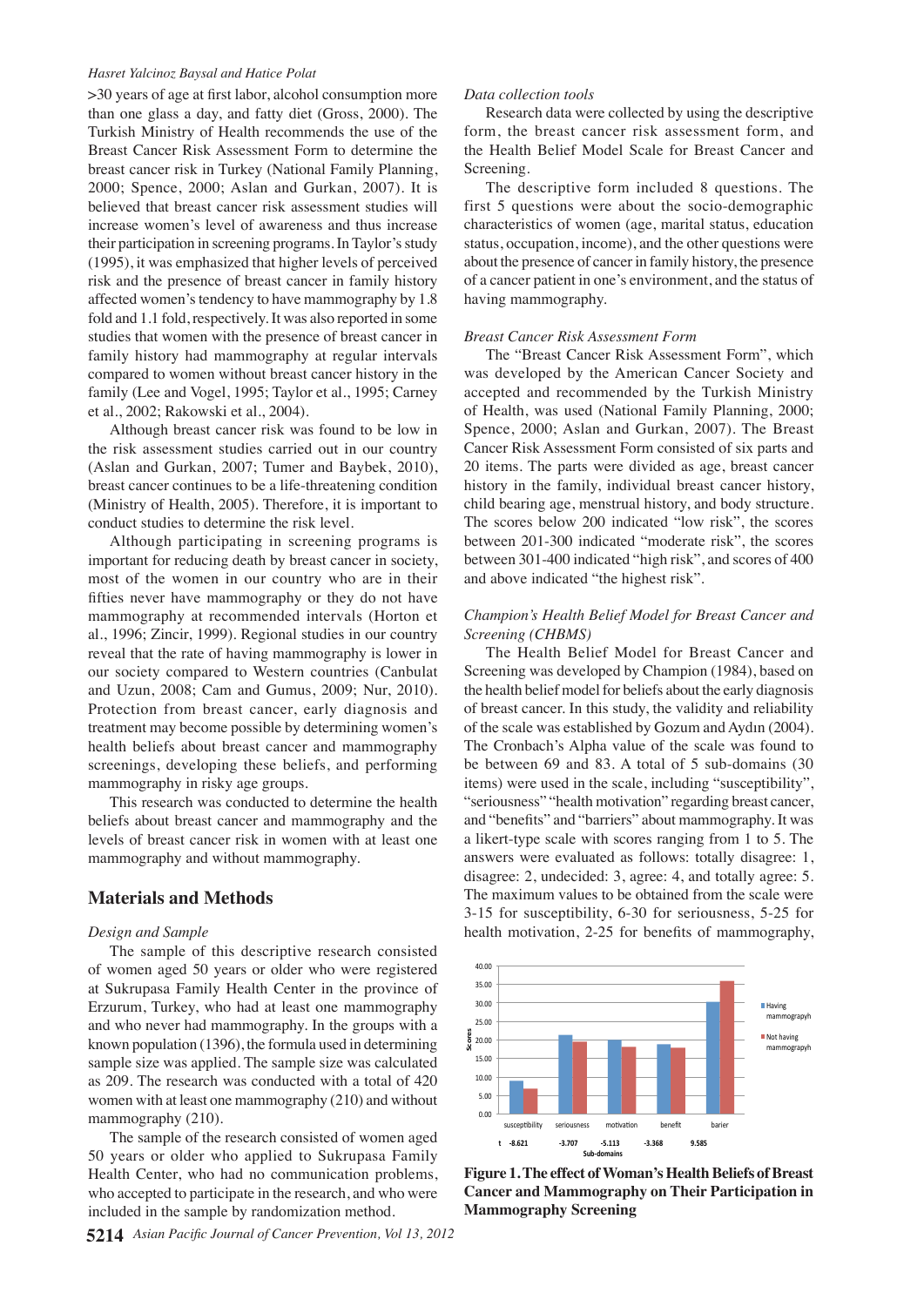>30 years of age at first labor, alcohol consumption more than one glass a day, and fatty diet (Gross, 2000). The Turkish Ministry of Health recommends the use of the Breast Cancer Risk Assessment Form to determine the breast cancer risk in Turkey (National Family Planning, 2000; Spence, 2000; Aslan and Gurkan, 2007). It is believed that breast cancer risk assessment studies will increase women's level of awareness and thus increase their participation in screening programs. In Taylor's study (1995), it was emphasized that higher levels of perceived risk and the presence of breast cancer in family history affected women's tendency to have mammography by 1.8 fold and 1.1 fold, respectively. It was also reported in some studies that women with the presence of breast cancer in family history had mammography at regular intervals compared to women without breast cancer history in the family (Lee and Vogel, 1995; Taylor et al., 1995; Carney et al., 2002; Rakowski et al., 2004).

Although breast cancer risk was found to be low in the risk assessment studies carried out in our country (Aslan and Gurkan, 2007; Tumer and Baybek, 2010), breast cancer continues to be a life-threatening condition (Ministry of Health, 2005). Therefore, it is important to conduct studies to determine the risk level.

Although participating in screening programs is important for reducing death by breast cancer in society, most of the women in our country who are in their fifties never have mammography or they do not have mammography at recommended intervals (Horton et al., 1996; Zincir, 1999). Regional studies in our country reveal that the rate of having mammography is lower in our society compared to Western countries (Canbulat and Uzun, 2008; Cam and Gumus, 2009; Nur, 2010). Protection from breast cancer, early diagnosis and treatment may become possible by determining women's health beliefs about breast cancer and mammography screenings, developing these beliefs, and performing mammography in risky age groups.

This research was conducted to determine the health beliefs about breast cancer and mammography and the levels of breast cancer risk in women with at least one mammography and without mammography.

## Materials and Methods

*Design and Sample*

The sample of this descriptive research consisted of women aged 50 years or older who were registered at Sukrupasa Family Health Center in the province of Erzurum, Turkey, who had at least one mammography and who never had mammography. In the groups with a known population (1396), the formula used in determining sample size was applied. The sample size was calculated as 209. The research was conducted with a total of 420 women with at least one mammography (210) and without mammography (210).

The sample of the research consisted of women aged 50 years or older who applied to Sukrupasa Family Health Center, who had no communication problems, who accepted to participate in the research, and who were included in the sample by randomization method.

*Data collection tools*

Research data were collected by using the descriptive form, the breast cancer risk assessment form, and the Health Belief Model Scale for Breast Cancer and Screening.

The descriptive form included 8 questions. The first 5 questions were about the socio-demographic characteristics of women (age, marital status, education status, occupation, income), and the other questions were about the presence of cancer in family history, the presence of a cancer patient in one's environment, and the status of having mammography.

*Breast Cancer Risk Assessment Form*

The "Breast Cancer Risk Assessment Form", which was developed by the American Cancer Society and accepted and recommended by the Turkish Ministry of Health, was used (National Family Planning, 2000; Spence, 2000; Aslan and Gurkan, 2007). The Breast Cancer Risk Assessment Form consisted of six parts and 20 items. The parts were divided as age, breast cancer history in the family, individual breast cancer history, child bearing age, menstrual history, and body structure. The scores below 200 indicated "low risk", the scores between 201-300 indicated "moderate risk", the scores between 301-400 indicated "high risk", and scores of 400 and above indicated "the highest risk".

*Champion's Health Belief Model for Breast Cancer and Screening (CHBMS)*

The Health Belief Model for Breast Cancer and Screening was developed by Champion (1984), based on the health belief model for beliefs about the early diagnosis of breast cancer. In this study, the validity and reliability of the scale was established by Gozum and Aydın (2004). The Cronbach's Alpha value of the scale was found to be between 69 and 83. A total of 5 sub-domains (30 items) were used in the scale, including "susceptibility", "seriousness" "health motivation" regarding breast cancer, and "benefits" and "barriers" about mammography. It was a likert-type scale with scores ranging from 1 to 5. The answers were evaluated as follows: totally disagree: 1, disagree: 2, undecided: 3, agree: 4, and totally agree: 5. The maximum values to be obtained from the scale were 3-15 for susceptibility, 6-30 for seriousness, 5-25 for health motivation, 2-25 for benefits of mammography,

**Figure 1. The effect of Woman's Health Beliefs of Breast Cancer and Mammography on Their Participation in Mammography Screening**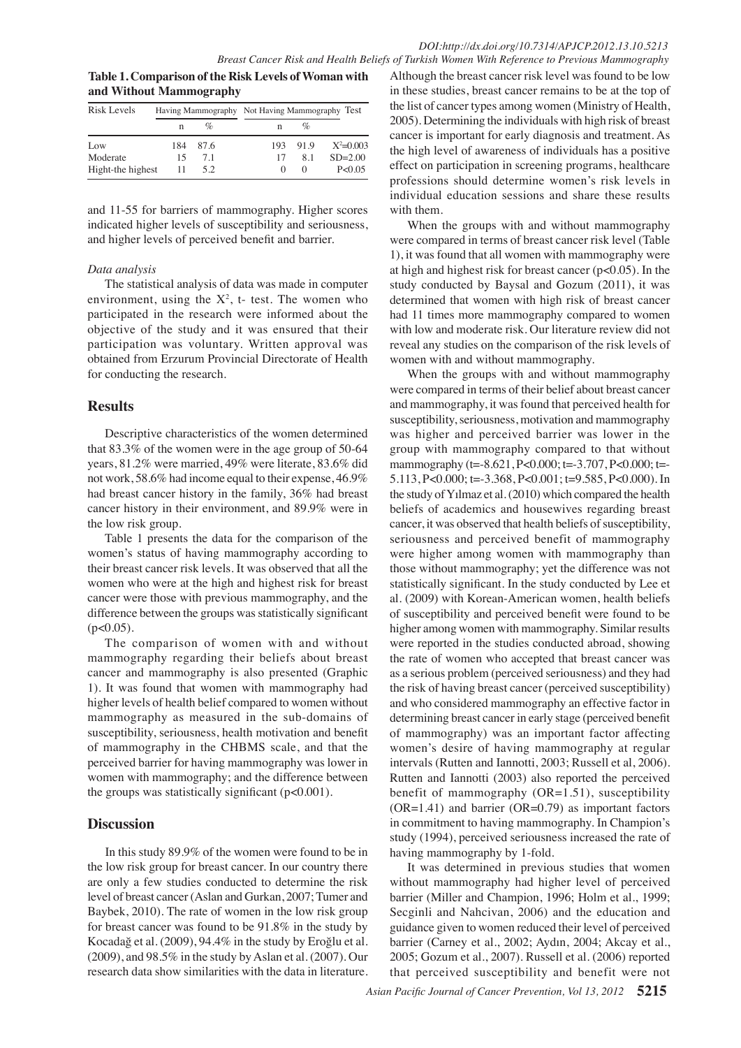**Table 1. Comparison of the Risk Levels of Woman with and Without Mammography**

| Risk Levels | Having Mammography | | Not Having Mammography | | Test |
|---|---|---|---|---|---|
| | n | % | n | % | |
| Low | 184 | 87.6 | 193 | 91.9 | $X^2$=0.003 |
| Moderate | 15 | 7.1 | 17 | 8.1 | SD=2.00 |
| Hight-the highest | 11 | 5.2 | 0 | 0 | P<0.05 |

and 11-55 for barriers of mammography. Higher scores indicated higher levels of susceptibility and seriousness, and higher levels of perceived benefit and barrier.

*Data analysis*

The statistical analysis of data was made in computer environment, using the $X^2$, t- test. The women who participated in the research were informed about the objective of the study and it was ensured that their participation was voluntary. Written approval was obtained from Erzurum Provincial Directorate of Health for conducting the research.

## Results

Descriptive characteristics of the women determined that 83.3% of the women were in the age group of 50-64 years, 81.2% were married, 49% were literate, 83.6% did not work, 58.6% had income equal to their expense, 46.9% had breast cancer history in the family, 36% had breast cancer history in their environment, and 89.9% were in the low risk group.

Table 1 presents the data for the comparison of the women's status of having mammography according to their breast cancer risk levels. It was observed that all the women who were at the high and highest risk for breast cancer were those with previous mammography, and the difference between the groups was statistically significant ($p<0.05$).

The comparison of women with and without mammography regarding their beliefs about breast cancer and mammography is also presented (Graphic 1). It was found that women with mammography had higher levels of health belief compared to women without mammography as measured in the sub-domains of susceptibility, seriousness, health motivation and benefit of mammography in the CHBMS scale, and that the perceived barrier for having mammography was lower in women with mammography; and the difference between the groups was statistically significant ($p<0.001$).

## Discussion

In this study 89.9% of the women were found to be in the low risk group for breast cancer. In our country there are only a few studies conducted to determine the risk level of breast cancer (Aslan and Gurkan, 2007; Tumer and Baybek, 2010). The rate of women in the low risk group for breast cancer was found to be 91.8% in the study by Kocadağ et al. (2009), 94.4% in the study by Eroğlu et al. (2009), and 98.5% in the study by Aslan et al. (2007). Our research data show similarities with the data in literature. Although the breast cancer risk level was found to be low in these studies, breast cancer remains to be at the top of the list of cancer types among women (Ministry of Health, 2005). Determining the individuals with high risk of breast cancer is important for early diagnosis and treatment. As the high level of awareness of individuals has a positive effect on participation in screening programs, healthcare professions should determine women's risk levels in individual education sessions and share these results with them.

When the groups with and without mammography were compared in terms of breast cancer risk level (Table 1), it was found that all women with mammography were at high and highest risk for breast cancer ($p<0.05$). In the study conducted by Baysal and Gozum (2011), it was determined that women with high risk of breast cancer had 11 times more mammography compared to women with low and moderate risk. Our literature review did not reveal any studies on the comparison of the risk levels of women with and without mammography.

When the groups with and without mammography were compared in terms of their belief about breast cancer and mammography, it was found that perceived health for susceptibility, seriousness, motivation and mammography was higher and perceived barrier was lower in the group with mammography compared to that without mammography ($t=-8.621$, $P<0.000$; $t=-3.707$, $P<0.000$; $t=-5.113$, $P<0.000$; $t=-3.368$, $P<0.001$; $t=9.585$, $P<0.000$). In the study of Yılmaz et al. (2010) which compared the health beliefs of academics and housewives regarding breast cancer, it was observed that health beliefs of susceptibility, seriousness and perceived benefit of mammography were higher among women with mammography than those without mammography; yet the difference was not statistically significant. In the study conducted by Lee et al. (2009) with Korean-American women, health beliefs of susceptibility and perceived benefit were found to be higher among women with mammography. Similar results were reported in the studies conducted abroad, showing the rate of women who accepted that breast cancer was as a serious problem (perceived seriousness) and they had the risk of having breast cancer (perceived susceptibility) and who considered mammography an effective factor in determining breast cancer in early stage (perceived benefit of mammography) was an important factor affecting women's desire of having mammography at regular intervals (Rutten and Iannotti, 2003; Russell et al, 2006). Rutten and Iannotti (2003) also reported the perceived benefit of mammography (OR=1.51), susceptibility (OR=1.41) and barrier (OR=0.79) as important factors in commitment to having mammography. In Champion's study (1994), perceived seriousness increased the rate of having mammography by 1-fold.

It was determined in previous studies that women without mammography had higher level of perceived barrier (Miller and Champion, 1996; Holm et al., 1999; Secginli and Nahcivan, 2006) and the education and guidance given to women reduced their level of perceived barrier (Carney et al., 2002; Aydın, 2004; Akcay et al., 2005; Gozum et al., 2007). Russell et al. (2006) reported that perceived susceptibility and benefit were not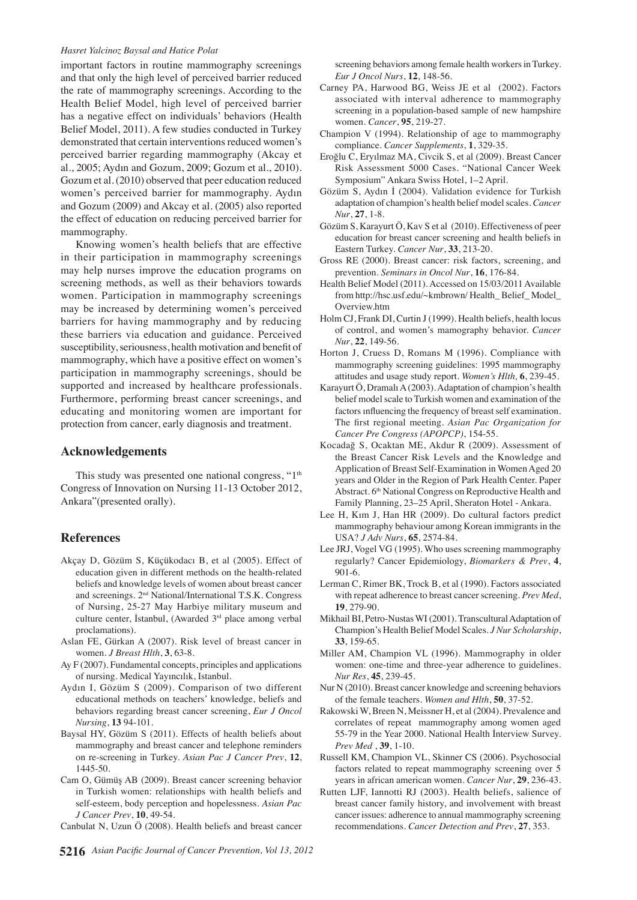important factors in routine mammography screenings and that only the high level of perceived barrier reduced the rate of mammography screenings. According to the Health Belief Model, high level of perceived barrier has a negative effect on individuals' behaviors (Health Belief Model, 2011). A few studies conducted in Turkey demonstrated that certain interventions reduced women's perceived barrier regarding mammography (Akcay et al., 2005; Aydın and Gozum, 2009; Gozum et al., 2010). Gozum et al. (2010) observed that peer education reduced women's perceived barrier for mammography. Aydın and Gozum (2009) and Akcay et al. (2005) also reported the effect of education on reducing perceived barrier for mammography.

Knowing women's health beliefs that are effective in their participation in mammography screenings may help nurses improve the education programs on screening methods, as well as their behaviors towards women. Participation in mammography screenings may be increased by determining women's perceived barriers for having mammography and by reducing these barriers via education and guidance. Perceived susceptibility, seriousness, health motivation and benefit of mammography, which have a positive effect on women's participation in mammography screenings, should be supported and increased by healthcare professionals. Furthermore, performing breast cancer screenings, and educating and monitoring women are important for protection from cancer, early diagnosis and treatment.

## Acknowledgements

This study was presented one national congress, "1th Congress of Innovation on Nursing 11-13 October 2012, Ankara"(presented orally).

## References

Akçay D, Gözüm S, Küçükodacı B, et al (2005). Effect of education given in different methods on the health-related beliefs and knowledge levels of women about breast cancer and screenings. 2nd National/International T.S.K. Congress of Nursing, 25-27 May Harbiye military museum and culture center, İstanbul, (Awarded 3rd place among verbal proclamations).

Aslan FE, Gürkan A (2007). Risk level of breast cancer in women. *J Breast Hlth*, **3**, 63-8.

Ay F (2007). Fundamental concepts, principles and applications of nursing. Medical Yayıncılık, Istanbul.

Aydın I, Gözüm S (2009). Comparison of two different educational methods on teachers' knowledge, beliefs and behaviors regarding breast cancer screening, *Eur J Oncol Nursing*, **13** 94-101.

Baysal HY, Gözüm S (2011). Effects of health beliefs about mammography and breast cancer and telephone reminders on re-screening in Turkey. *Asian Pac J Cancer Prev*, **12**, 1445-50.

Cam O, Gümüş AB (2009). Breast cancer screening behavior in Turkish women: relationships with health beliefs and self-esteem, body perception and hopelessness. *Asian Pac J Cancer Prev*, **10**, 49-54.

Canbulat N, Uzun Ö (2008). Health beliefs and breast cancer screening behaviors among female health workers in Turkey. *Eur J Oncol Nurs*, **12**, 148-56.

Carney PA, Harwood BG, Weiss JE et al (2002). Factors associated with interval adherence to mammography screening in a population-based sample of new hampshire women. *Cancer*, **95**, 219-27.

Champion V (1994). Relationship of age to mammography compliance. *Cancer Supplements*, **1**, 329-35.

Eroğlu C, Eryılmaz MA, Civcik S, et al (2009). Breast Cancer Risk Assessment 5000 Cases. "National Cancer Week Symposium" Ankara Swiss Hotel, 1–2 April.

Gözüm S, Aydın İ (2004). Validation evidence for Turkish adaptation of champion's health belief model scales. *Cancer Nur*, **27**, 1-8.

Gözüm S, Karayurt Ö, Kav S et al (2010). Effectiveness of peer education for breast cancer screening and health beliefs in Eastern Turkey. *Cancer Nur*, **33**, 213-20.

Gross RE (2000). Breast cancer: risk factors, screening, and prevention. *Seminars in Oncol Nur*, **16**, 176-84.

Health Belief Model (2011). Accessed on 15/03/2011 Available from http://hsc.usf.edu/~kmbrown/ Health_ Belief_ Model_ Overview.htm

Holm CJ, Frank DI, Curtin J (1999). Health beliefs, health locus of control, and women's mamography behavior. *Cancer Nur*, **22**, 149-56.

Horton J, Cruess D, Romans M (1996). Compliance with mammography screening guidelines: 1995 mammography attitudes and usage study report. *Women's Hlth*, **6**, 239-45.

Karayurt Ö, Dramalı A (2003). Adaptation of champion's health belief model scale to Turkish women and examination of the factors ınfluencing the frequency of breast self examination. The first regional meeting. *Asian Pac Organization for Cancer Pre Congress (APOPCP)*, 154-55.

Kocadağ S, Ocaktan ME, Akdur R (2009). Assessment of the Breast Cancer Risk Levels and the Knowledge and Application of Breast Self-Examination in Women Aged 20 years and Older in the Region of Park Health Center. Paper Abstract. 6th National Congress on Reproductive Health and Family Planning, 23–25 April, Sheraton Hotel - Ankara.

Lee H, Kım J, Han HR (2009). Do cultural factors predict mammography behaviour among Korean immigrants in the USA? *J Adv Nurs*, **65**, 2574-84.

Lee JRJ, Vogel VG (1995). Who uses screening mammography regularly? Cancer Epidemiology, *Biomarkers & Prev*, **4**, 901-6.

Lerman C, Rimer BK, Trock B, et al (1990). Factors associated with repeat adherence to breast cancer screening. *Prev Med*, **19**, 279-90.

Mikhail BI, Petro-Nustas WI (2001). Transcultural Adaptation of Champion's Health Belief Model Scales. *J Nur Scholarship*, **33**, 159-65.

Miller AM, Champion VL (1996). Mammography in older women: one-time and three-year adherence to guidelines. *Nur Res*, **45**, 239-45.

Nur N (2010). Breast cancer knowledge and screening behaviors of the female teachers. *Women and Hlth*, **50**, 37-52.

Rakowski W, Breen N, Meissner H, et al (2004). Prevalence and correlates of repeat mammography among women aged 55-79 in the Year 2000. National Health İnterview Survey. *Prev Med* , **39**, 1-10.

Russell KM, Champion VL, Skinner CS (2006). Psychosocial factors related to repeat mammography screening over 5 years in african american women. *Cancer Nur*, **29**, 236-43.

Rutten LJF, Iannotti RJ (2003). Health beliefs, salience of breast cancer family history, and involvement with breast cancer issues: adherence to annual mammography screening recommendations. *Cancer Detection and Prev*, **27**, 353.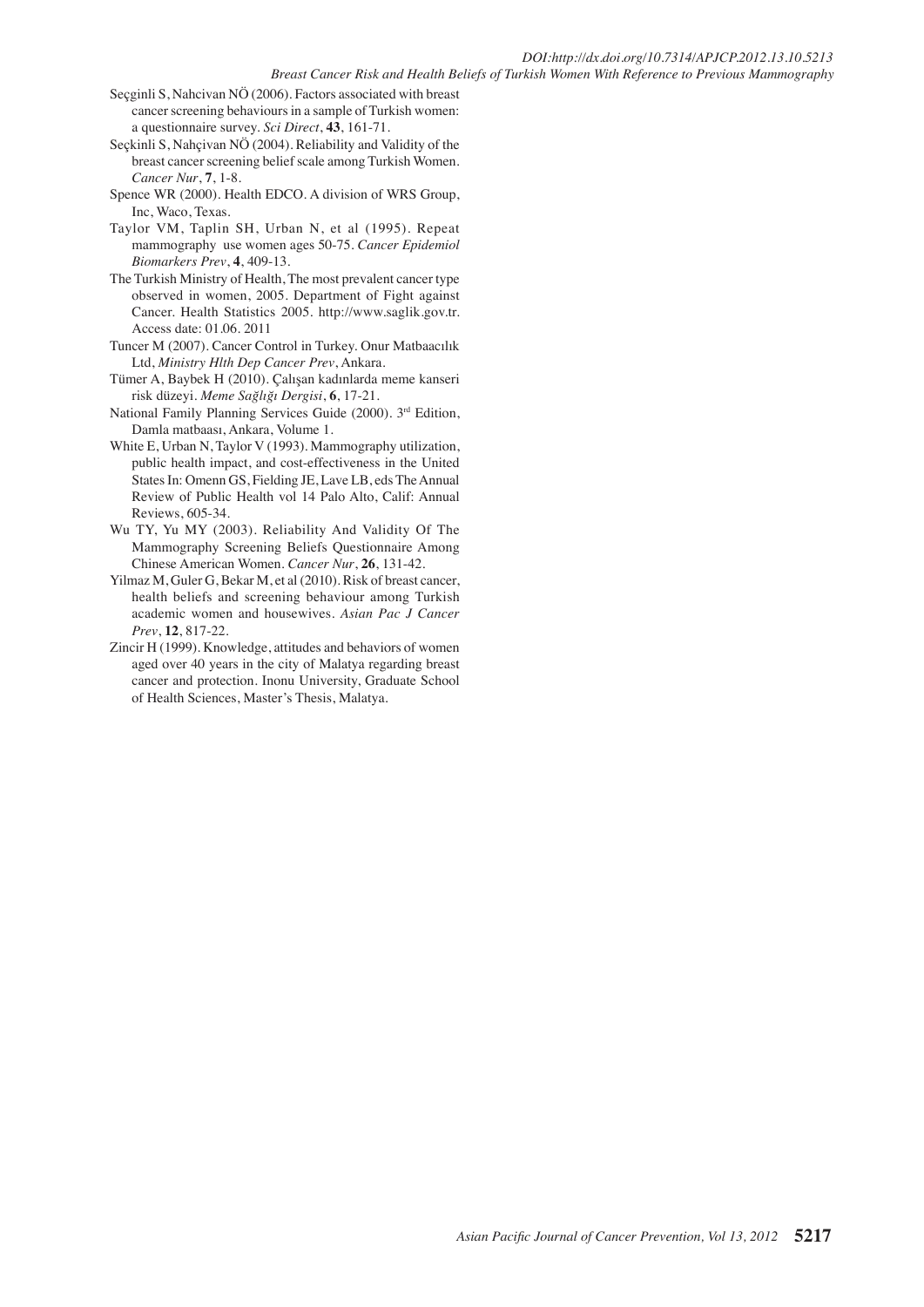Seçginli S, Nahcivan NÖ (2006). Factors associated with breast cancer screening behaviours in a sample of Turkish women: a questionnaire survey. *Sci Direct*, **43**, 161-71.

Seçkinli S, Nahçivan NÖ (2004). Reliability and Validity of the breast cancer screening belief scale among Turkish Women. *Cancer Nur*, **7**, 1-8.

Spence WR (2000). Health EDCO. A division of WRS Group, Inc, Waco, Texas.

Taylor VM, Taplin SH, Urban N, et al (1995). Repeat mammography use women ages 50-75. *Cancer Epidemiol Biomarkers Prev*, **4**, 409-13.

The Turkish Ministry of Health, The most prevalent cancer type observed in women, 2005. Department of Fight against Cancer. Health Statistics 2005. http://www.saglik.gov.tr. Access date: 01.06. 2011

Tuncer M (2007). Cancer Control in Turkey. Onur Matbaacılık Ltd, *Ministry Hlth Dep Cancer Prev*, Ankara.

Tümer A, Baybek H (2010). Çalışan kadınlarda meme kanseri risk düzeyi. *Meme Sağlığı Dergisi*, **6**, 17-21.

National Family Planning Services Guide (2000). 3rd Edition, Damla matbaası, Ankara, Volume 1.

White E, Urban N, Taylor V (1993). Mammography utilization, public health impact, and cost-effectiveness in the United States In: Omenn GS, Fielding JE, Lave LB, eds The Annual Review of Public Health vol 14 Palo Alto, Calif: Annual Reviews, 605-34.

Wu TY, Yu MY (2003). Reliability And Validity Of The Mammography Screening Beliefs Questionnaire Among Chinese American Women. *Cancer Nur*, **26**, 131-42.

Yilmaz M, Guler G, Bekar M, et al (2010). Risk of breast cancer, health beliefs and screening behaviour among Turkish academic women and housewives. *Asian Pac J Cancer Prev*, **12**, 817-22.

Zincir H (1999). Knowledge, attitudes and behaviors of women aged over 40 years in the city of Malatya regarding breast cancer and protection. Inonu University, Graduate School of Health Sciences, Master's Thesis, Malatya.